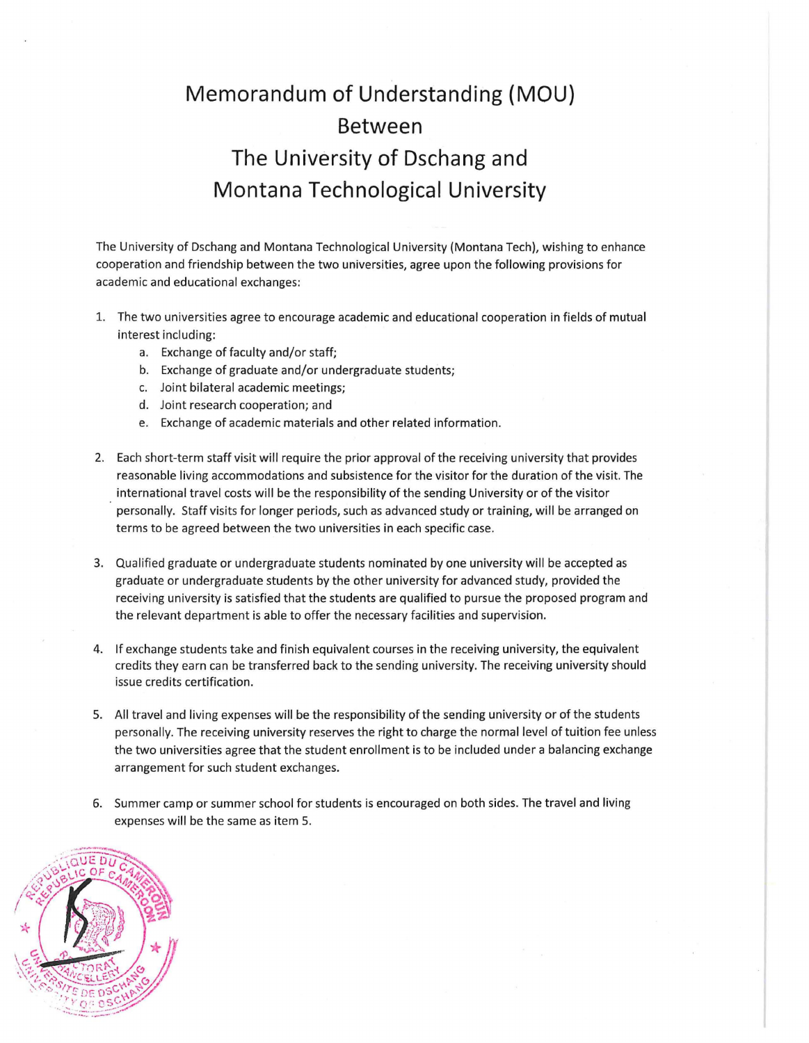# Memorandum of Understanding (MOU) Between The University of Dschang and Montana Technological University

The University of Dschang and Montana Technological University (Montana Tech), wishing to enhance cooperation and friendship between the two universities, agree upon the following provisions for academic and educational exchanges:

1. The two universities agree to encourage academic and educational cooperation in fields of mutual interest including:
   a. Exchange of faculty and/or staff;
   b. Exchange of graduate and/or undergraduate students;
   c. Joint bilateral academic meetings;
   d. Joint research cooperation; and
   e. Exchange of academic materials and other related information.

2. Each short-term staff visit will require the prior approval of the receiving university that provides reasonable living accommodations and subsistence for the visitor for the duration of the visit. The international travel costs will be the responsibility of the sending University or of the visitor personally. Staff visits for longer periods, such as advanced study or training, will be arranged on terms to be agreed between the two universities in each specific case.

3. Qualified graduate or undergraduate students nominated by one university will be accepted as graduate or undergraduate students by the other university for advanced study, provided the receiving university is satisfied that the students are qualified to pursue the proposed program and the relevant department is able to offer the necessary facilities and supervision.

4. If exchange students take and finish equivalent courses in the receiving university, the equivalent credits they earn can be transferred back to the sending university. The receiving university should issue credits certification.

5. All travel and living expenses will be the responsibility of the sending university or of the students personally. The receiving university reserves the right to charge the normal level of tuition fee unless the two universities agree that the student enrollment is to be included under a balancing exchange arrangement for such student exchanges.

6. Summer camp or summer school for students is encouraged on both sides. The travel and living expenses will be the same as item 5.

REPUBLIQUE DU CAMEROUN / REPUBLIC OF CAMEROON — RECTORAT / CHANCELLERY — UNIVERSITE DE DSCHANG / UNIVERSITY OF DSCHANG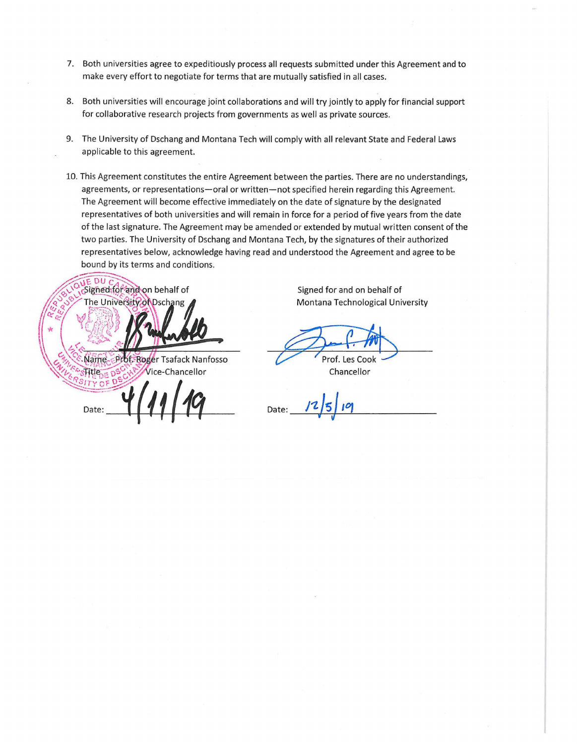7. Both universities agree to expeditiously process all requests submitted under this Agreement and to make every effort to negotiate for terms that are mutually satisfied in all cases.

8. Both universities will encourage joint collaborations and will try jointly to apply for financial support for collaborative research projects from governments as well as private sources.

9. The University of Dschang and Montana Tech will comply with all relevant State and Federal Laws applicable to this agreement.

10. This Agreement constitutes the entire Agreement between the parties. There are no understandings, agreements, or representations—oral or written—not specified herein regarding this Agreement. The Agreement will become effective immediately on the date of signature by the designated representatives of both universities and will remain in force for a period of five years from the date of the last signature. The Agreement may be amended or extended by mutual written consent of the two parties. The University of Dschang and Montana Tech, by the signatures of their authorized representatives below, acknowledge having read and understood the Agreement and agree to be bound by its terms and conditions.

Signed for and on behalf of
The University of Dschang

Name Prof. Roger Tsafack Nanfosso
Title Vice-Chancellor

Date: 4/11/19

Signed for and on behalf of
Montana Technological University

Prof. Les Cook
Chancellor

Date: 12/5/19